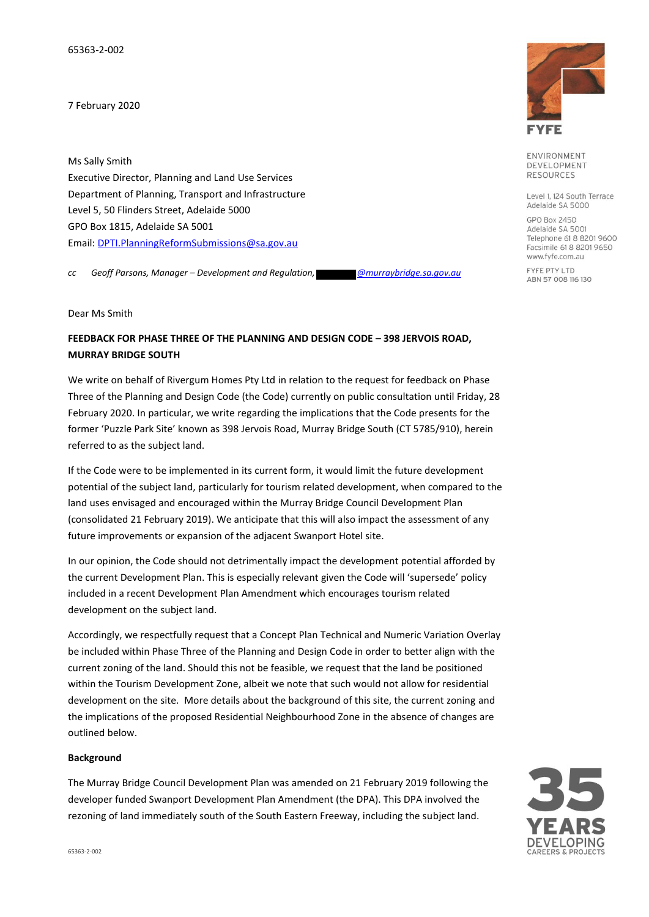65363-2-002

7 February 2020

Ms Sally Smith
Executive Director, Planning and Land Use Services
Department of Planning, Transport and Infrastructure
Level 5, 50 Flinders Street, Adelaide 5000
GPO Box 1815, Adelaide SA 5001
Email: DPTI.PlanningReformSubmissions@sa.gov.au

*cc Geoff Parsons, Manager – Development and Regulation, ██████@murraybridge.sa.gov.au*

FYFE

ENVIRONMENT
DEVELOPMENT
RESOURCES

Level 1, 124 South Terrace
Adelaide SA 5000

GPO Box 2450
Adelaide SA 5001
Telephone 61 8 8201 9600
Facsimile 61 8 8201 9650
www.fyfe.com.au

FYFE PTY LTD
ABN 57 008 116 130

Dear Ms Smith

**FEEDBACK FOR PHASE THREE OF THE PLANNING AND DESIGN CODE – 398 JERVOIS ROAD, MURRAY BRIDGE SOUTH**

We write on behalf of Rivergum Homes Pty Ltd in relation to the request for feedback on Phase Three of the Planning and Design Code (the Code) currently on public consultation until Friday, 28 February 2020. In particular, we write regarding the implications that the Code presents for the former 'Puzzle Park Site' known as 398 Jervois Road, Murray Bridge South (CT 5785/910), herein referred to as the subject land.

If the Code were to be implemented in its current form, it would limit the future development potential of the subject land, particularly for tourism related development, when compared to the land uses envisaged and encouraged within the Murray Bridge Council Development Plan (consolidated 21 February 2019). We anticipate that this will also impact the assessment of any future improvements or expansion of the adjacent Swanport Hotel site.

In our opinion, the Code should not detrimentally impact the development potential afforded by the current Development Plan. This is especially relevant given the Code will 'supersede' policy included in a recent Development Plan Amendment which encourages tourism related development on the subject land.

Accordingly, we respectfully request that a Concept Plan Technical and Numeric Variation Overlay be included within Phase Three of the Planning and Design Code in order to better align with the current zoning of the land. Should this not be feasible, we request that the land be positioned within the Tourism Development Zone, albeit we note that such would not allow for residential development on the site. More details about the background of this site, the current zoning and the implications of the proposed Residential Neighbourhood Zone in the absence of changes are outlined below.

**Background**

The Murray Bridge Council Development Plan was amended on 21 February 2019 following the developer funded Swanport Development Plan Amendment (the DPA). This DPA involved the rezoning of land immediately south of the South Eastern Freeway, including the subject land.

35 YEARS DEVELOPING CAREERS & PROJECTS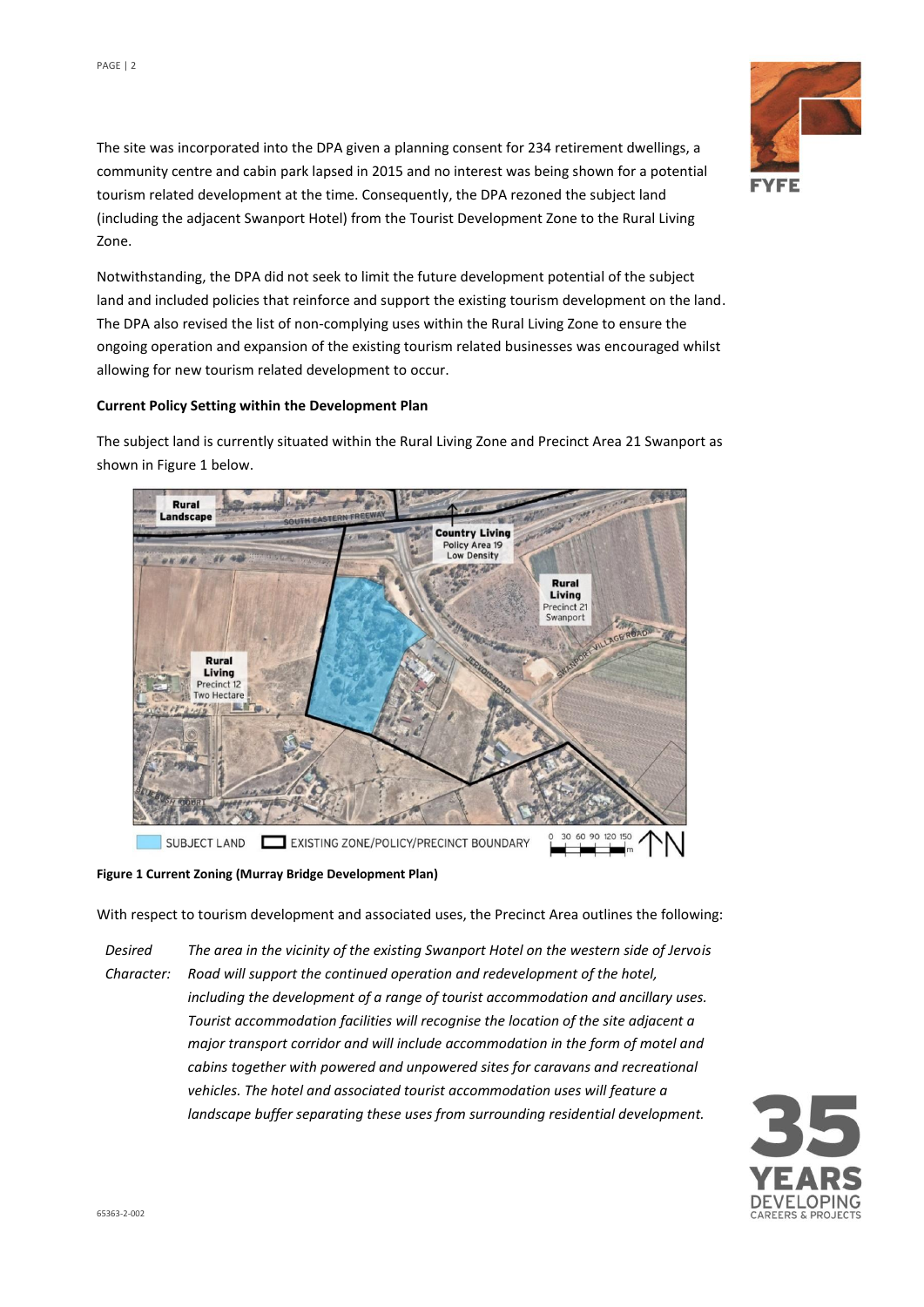The site was incorporated into the DPA given a planning consent for 234 retirement dwellings, a community centre and cabin park lapsed in 2015 and no interest was being shown for a potential tourism related development at the time. Consequently, the DPA rezoned the subject land (including the adjacent Swanport Hotel) from the Tourist Development Zone to the Rural Living Zone.

Notwithstanding, the DPA did not seek to limit the future development potential of the subject land and included policies that reinforce and support the existing tourism development on the land. The DPA also revised the list of non-complying uses within the Rural Living Zone to ensure the ongoing operation and expansion of the existing tourism related businesses was encouraged whilst allowing for new tourism related development to occur.

**Current Policy Setting within the Development Plan**

The subject land is currently situated within the Rural Living Zone and Precinct Area 21 Swanport as shown in Figure 1 below.

**Figure 1 Current Zoning (Murray Bridge Development Plan)**

With respect to tourism development and associated uses, the Precinct Area outlines the following:

*Desired Character:* *The area in the vicinity of the existing Swanport Hotel on the western side of Jervois Road will support the continued operation and redevelopment of the hotel, including the development of a range of tourist accommodation and ancillary uses. Tourist accommodation facilities will recognise the location of the site adjacent a major transport corridor and will include accommodation in the form of motel and cabins together with powered and unpowered sites for caravans and recreational vehicles. The hotel and associated tourist accommodation uses will feature a landscape buffer separating these uses from surrounding residential development.*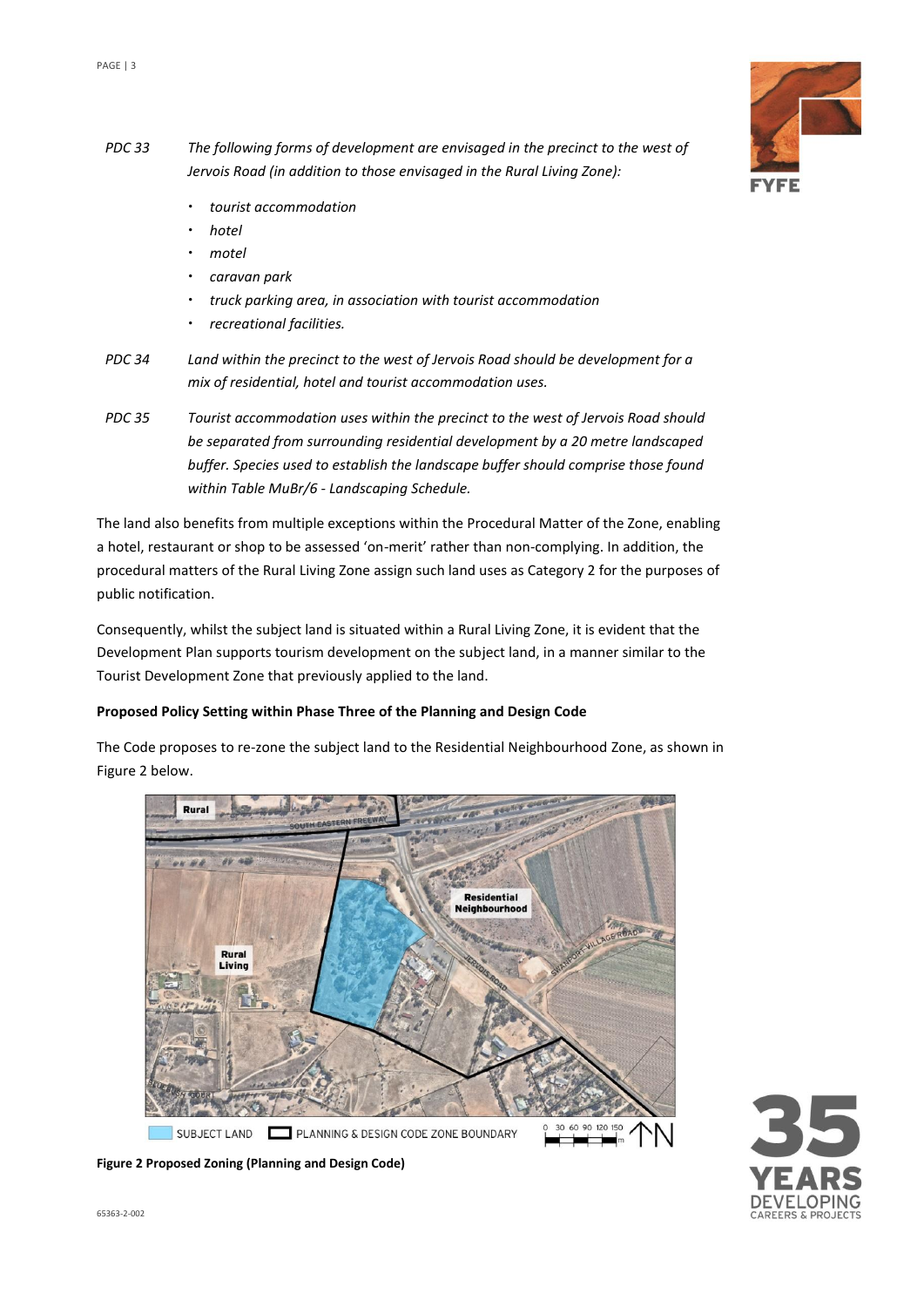PDC 33 *The following forms of development are envisaged in the precinct to the west of Jervois Road (in addition to those envisaged in the Rural Living Zone):*

- *tourist accommodation*
- *hotel*
- *motel*
- *caravan park*
- *truck parking area, in association with tourist accommodation*
- *recreational facilities.*

PDC 34 *Land within the precinct to the west of Jervois Road should be development for a mix of residential, hotel and tourist accommodation uses.*

PDC 35 *Tourist accommodation uses within the precinct to the west of Jervois Road should be separated from surrounding residential development by a 20 metre landscaped buffer. Species used to establish the landscape buffer should comprise those found within Table MuBr/6 - Landscaping Schedule.*

The land also benefits from multiple exceptions within the Procedural Matter of the Zone, enabling a hotel, restaurant or shop to be assessed 'on-merit' rather than non-complying. In addition, the procedural matters of the Rural Living Zone assign such land uses as Category 2 for the purposes of public notification.

Consequently, whilst the subject land is situated within a Rural Living Zone, it is evident that the Development Plan supports tourism development on the subject land, in a manner similar to the Tourist Development Zone that previously applied to the land.

**Proposed Policy Setting within Phase Three of the Planning and Design Code**

The Code proposes to re-zone the subject land to the Residential Neighbourhood Zone, as shown in Figure 2 below.

**Figure 2 Proposed Zoning (Planning and Design Code)**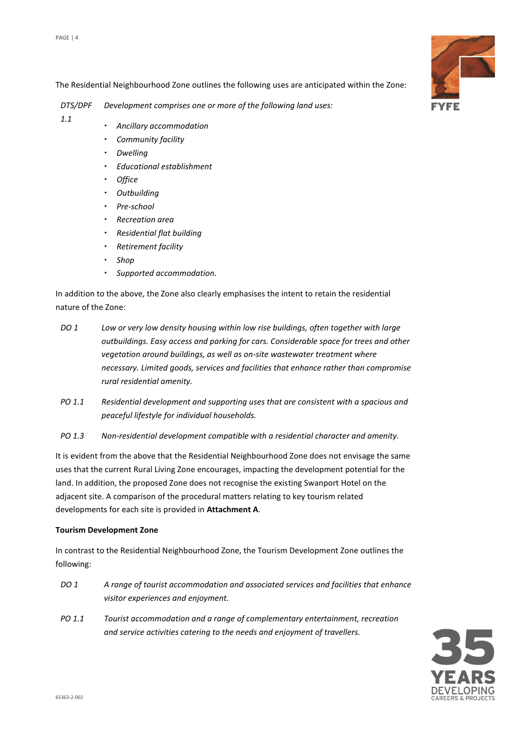The Residential Neighbourhood Zone outlines the following uses are anticipated within the Zone:

| | |
|---|---|
| *DTS/DPF 1.1* | *Development comprises one or more of the following land uses:*<br>• *Ancillary accommodation*<br>• *Community facility*<br>• *Dwelling*<br>• *Educational establishment*<br>• *Office*<br>• *Outbuilding*<br>• *Pre-school*<br>• *Recreation area*<br>• *Residential flat building*<br>• *Retirement facility*<br>• *Shop*<br>• *Supported accommodation.* |

In addition to the above, the Zone also clearly emphasises the intent to retain the residential nature of the Zone:

| | |
|---|---|
| *DO 1* | *Low or very low density housing within low rise buildings, often together with large outbuildings. Easy access and parking for cars. Considerable space for trees and other vegetation around buildings, as well as on-site wastewater treatment where necessary. Limited goods, services and facilities that enhance rather than compromise rural residential amenity.* |
| *PO 1.1* | *Residential development and supporting uses that are consistent with a spacious and peaceful lifestyle for individual households.* |
| *PO 1.3* | *Non-residential development compatible with a residential character and amenity.* |

It is evident from the above that the Residential Neighbourhood Zone does not envisage the same uses that the current Rural Living Zone encourages, impacting the development potential for the land. In addition, the proposed Zone does not recognise the existing Swanport Hotel on the adjacent site. A comparison of the procedural matters relating to key tourism related developments for each site is provided in **Attachment A**.

**Tourism Development Zone**

In contrast to the Residential Neighbourhood Zone, the Tourism Development Zone outlines the following:

| | |
|---|---|
| *DO 1* | *A range of tourist accommodation and associated services and facilities that enhance visitor experiences and enjoyment.* |
| *PO 1.1* | *Tourist accommodation and a range of complementary entertainment, recreation and service activities catering to the needs and enjoyment of travellers.* |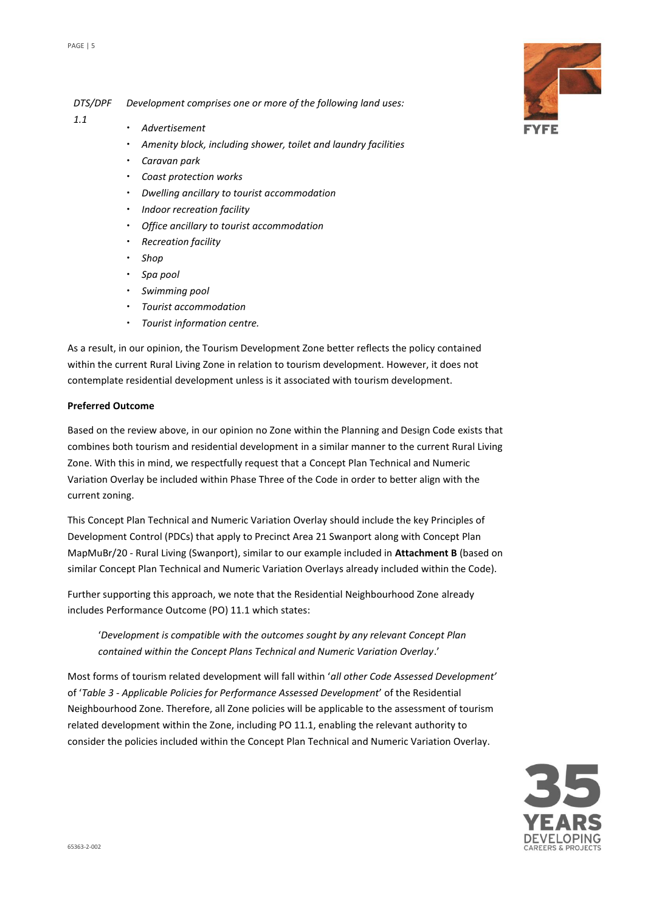*DTS/DPF 1.1* *Development comprises one or more of the following land uses:*

- *Advertisement*
- *Amenity block, including shower, toilet and laundry facilities*
- *Caravan park*
- *Coast protection works*
- *Dwelling ancillary to tourist accommodation*
- *Indoor recreation facility*
- *Office ancillary to tourist accommodation*
- *Recreation facility*
- *Shop*
- *Spa pool*
- *Swimming pool*
- *Tourist accommodation*
- *Tourist information centre.*

As a result, in our opinion, the Tourism Development Zone better reflects the policy contained within the current Rural Living Zone in relation to tourism development. However, it does not contemplate residential development unless is it associated with tourism development.

**Preferred Outcome**

Based on the review above, in our opinion no Zone within the Planning and Design Code exists that combines both tourism and residential development in a similar manner to the current Rural Living Zone. With this in mind, we respectfully request that a Concept Plan Technical and Numeric Variation Overlay be included within Phase Three of the Code in order to better align with the current zoning.

This Concept Plan Technical and Numeric Variation Overlay should include the key Principles of Development Control (PDCs) that apply to Precinct Area 21 Swanport along with Concept Plan MapMuBr/20 - Rural Living (Swanport), similar to our example included in **Attachment B** (based on similar Concept Plan Technical and Numeric Variation Overlays already included within the Code).

Further supporting this approach, we note that the Residential Neighbourhood Zone already includes Performance Outcome (PO) 11.1 which states:

> '*Development is compatible with the outcomes sought by any relevant Concept Plan contained within the Concept Plans Technical and Numeric Variation Overlay*.'

Most forms of tourism related development will fall within '*all other Code Assessed Development'* of '*Table 3 - Applicable Policies for Performance Assessed Development*' of the Residential Neighbourhood Zone. Therefore, all Zone policies will be applicable to the assessment of tourism related development within the Zone, including PO 11.1, enabling the relevant authority to consider the policies included within the Concept Plan Technical and Numeric Variation Overlay.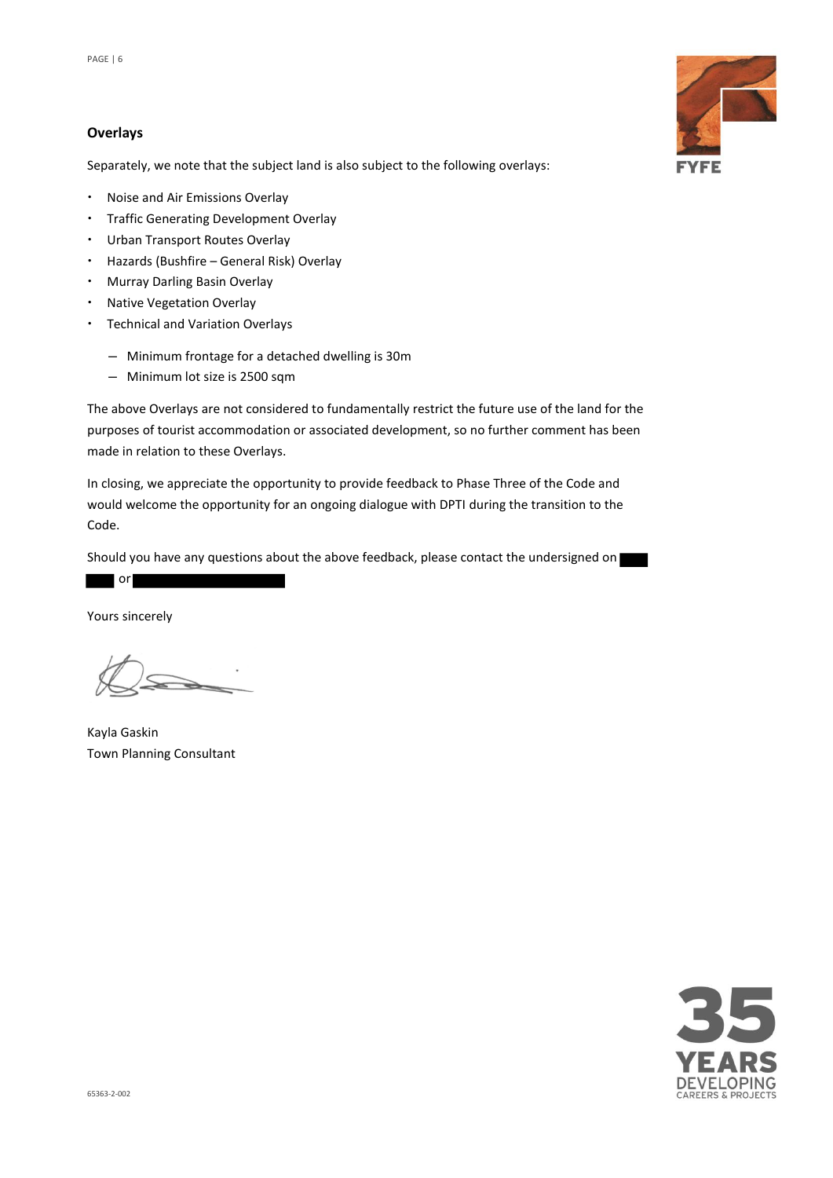### Overlays

Separately, we note that the subject land is also subject to the following overlays:

- Noise and Air Emissions Overlay
- Traffic Generating Development Overlay
- Urban Transport Routes Overlay
- Hazards (Bushfire – General Risk) Overlay
- Murray Darling Basin Overlay
- Native Vegetation Overlay
- Technical and Variation Overlays
  - Minimum frontage for a detached dwelling is 30m
  - Minimum lot size is 2500 sqm

The above Overlays are not considered to fundamentally restrict the future use of the land for the purposes of tourist accommodation or associated development, so no further comment has been made in relation to these Overlays.

In closing, we appreciate the opportunity to provide feedback to Phase Three of the Code and would welcome the opportunity for an ongoing dialogue with DPTI during the transition to the Code.

Should you have any questions about the above feedback, please contact the undersigned on [redacted] or [redacted]

Yours sincerely

Kayla Gaskin
Town Planning Consultant

65363-2-002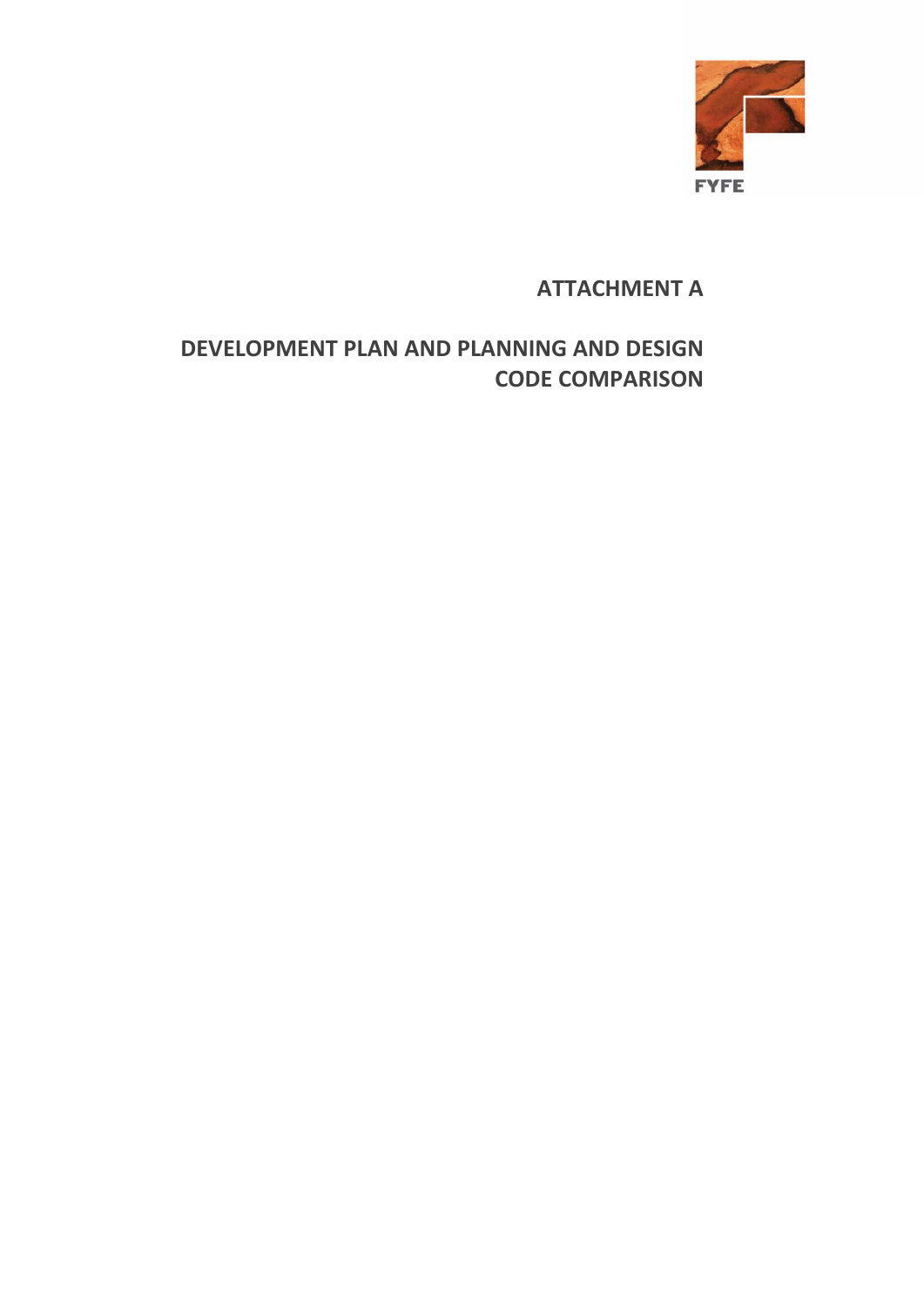FYFE

# ATTACHMENT A

# DEVELOPMENT PLAN AND PLANNING AND DESIGN CODE COMPARISON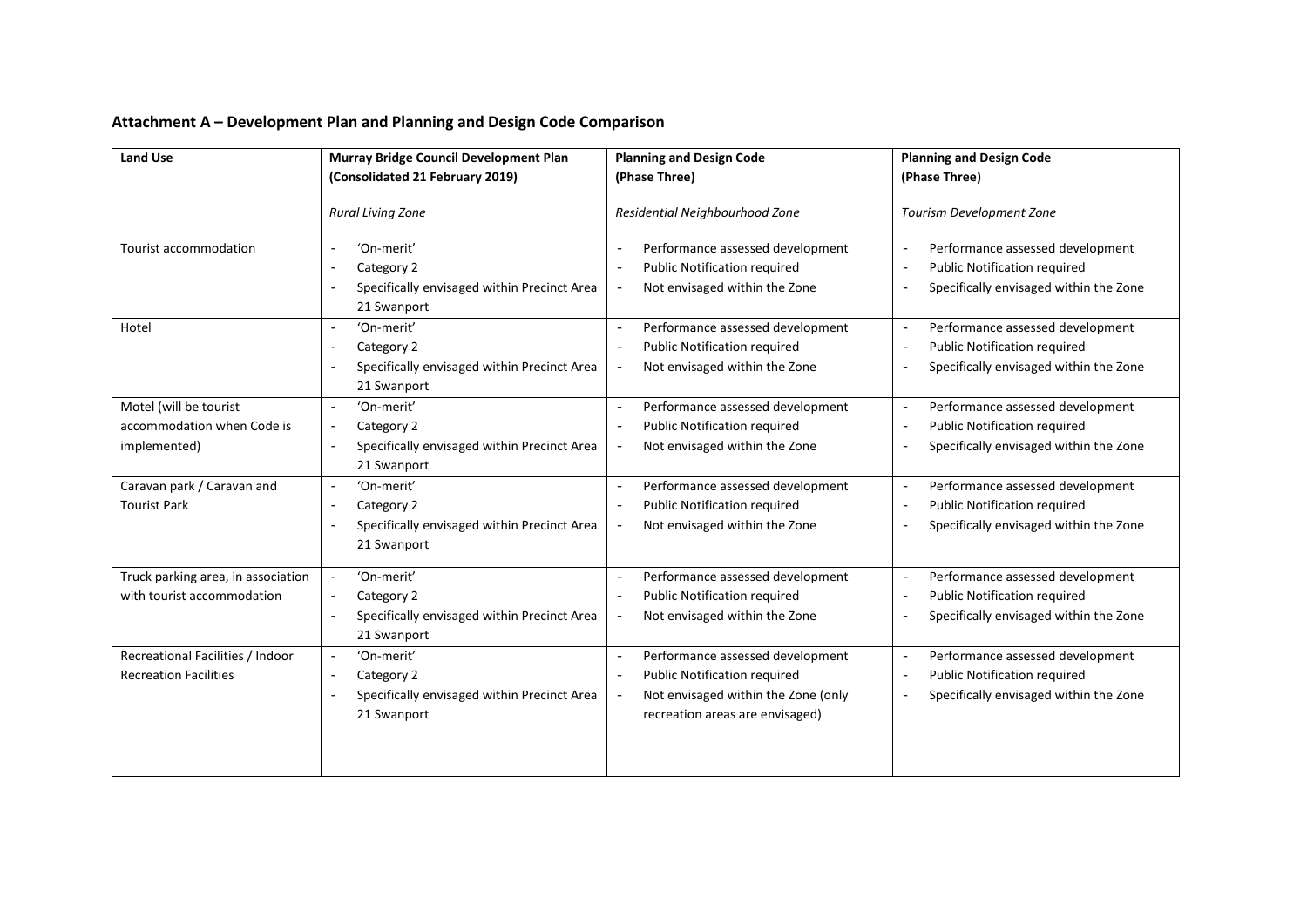## Attachment A – Development Plan and Planning and Design Code Comparison

| **Land Use** | **Murray Bridge Council Development Plan (Consolidated 21 February 2019)**<br><br>*Rural Living Zone* | **Planning and Design Code (Phase Three)**<br><br>*Residential Neighbourhood Zone* | **Planning and Design Code (Phase Three)**<br><br>*Tourism Development Zone* |
|---|---|---|---|
| Tourist accommodation | - 'On-merit'<br>- Category 2<br>- Specifically envisaged within Precinct Area 21 Swanport | - Performance assessed development<br>- Public Notification required<br>- Not envisaged within the Zone | - Performance assessed development<br>- Public Notification required<br>- Specifically envisaged within the Zone |
| Hotel | - 'On-merit'<br>- Category 2<br>- Specifically envisaged within Precinct Area 21 Swanport | - Performance assessed development<br>- Public Notification required<br>- Not envisaged within the Zone | - Performance assessed development<br>- Public Notification required<br>- Specifically envisaged within the Zone |
| Motel (will be tourist accommodation when Code is implemented) | - 'On-merit'<br>- Category 2<br>- Specifically envisaged within Precinct Area 21 Swanport | - Performance assessed development<br>- Public Notification required<br>- Not envisaged within the Zone | - Performance assessed development<br>- Public Notification required<br>- Specifically envisaged within the Zone |
| Caravan park / Caravan and Tourist Park | - 'On-merit'<br>- Category 2<br>- Specifically envisaged within Precinct Area 21 Swanport | - Performance assessed development<br>- Public Notification required<br>- Not envisaged within the Zone | - Performance assessed development<br>- Public Notification required<br>- Specifically envisaged within the Zone |
| Truck parking area, in association with tourist accommodation | - 'On-merit'<br>- Category 2<br>- Specifically envisaged within Precinct Area 21 Swanport | - Performance assessed development<br>- Public Notification required<br>- Not envisaged within the Zone | - Performance assessed development<br>- Public Notification required<br>- Specifically envisaged within the Zone |
| Recreational Facilities / Indoor Recreation Facilities | - 'On-merit'<br>- Category 2<br>- Specifically envisaged within Precinct Area 21 Swanport | - Performance assessed development<br>- Public Notification required<br>- Not envisaged within the Zone (only recreation areas are envisaged) | - Performance assessed development<br>- Public Notification required<br>- Specifically envisaged within the Zone |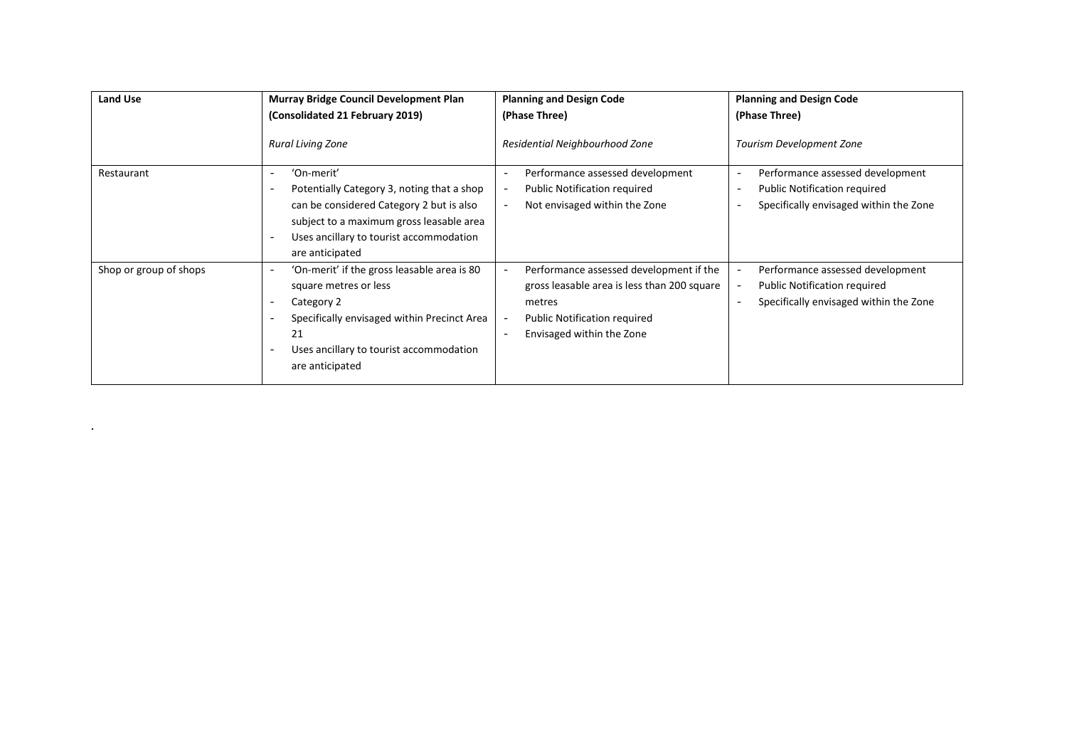| Land Use | Murray Bridge Council Development Plan (Consolidated 21 February 2019) *Rural Living Zone* | Planning and Design Code (Phase Three) *Residential Neighbourhood Zone* | Planning and Design Code (Phase Three) *Tourism Development Zone* |
|---|---|---|---|
| Restaurant | - 'On-merit'<br>- Potentially Category 3, noting that a shop can be considered Category 2 but is also subject to a maximum gross leasable area<br>- Uses ancillary to tourist accommodation are anticipated | - Performance assessed development<br>- Public Notification required<br>- Not envisaged within the Zone | - Performance assessed development<br>- Public Notification required<br>- Specifically envisaged within the Zone |
| Shop or group of shops | - 'On-merit' if the gross leasable area is 80 square metres or less<br>- Category 2<br>- Specifically envisaged within Precinct Area 21<br>- Uses ancillary to tourist accommodation are anticipated | - Performance assessed development if the gross leasable area is less than 200 square metres<br>- Public Notification required<br>- Envisaged within the Zone | - Performance assessed development<br>- Public Notification required<br>- Specifically envisaged within the Zone |

.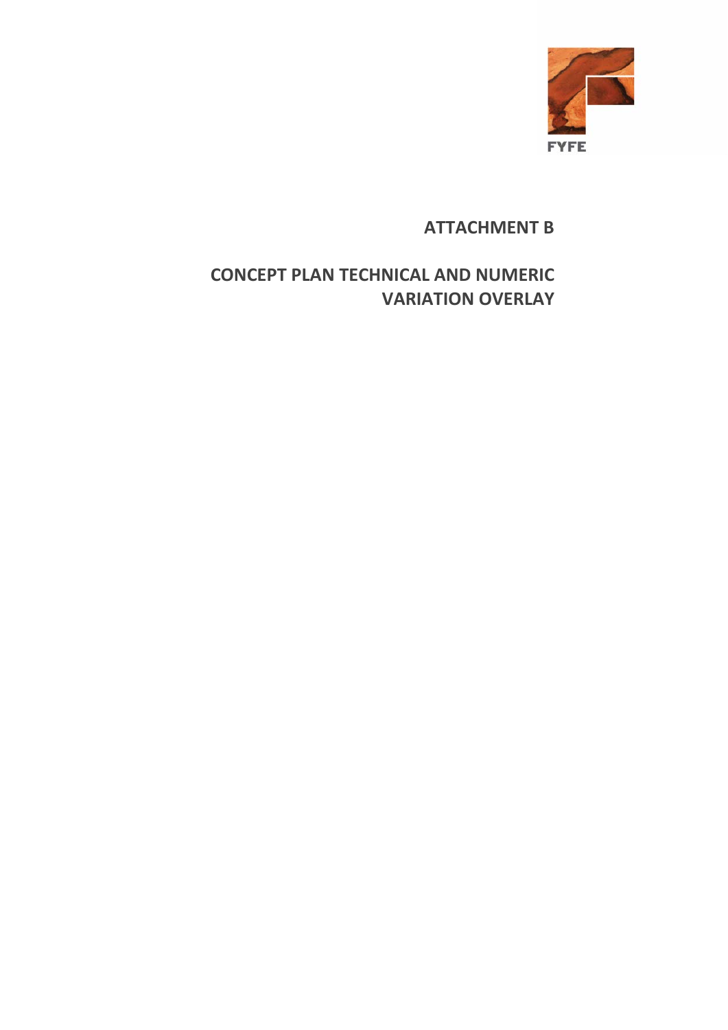# ATTACHMENT B

## CONCEPT PLAN TECHNICAL AND NUMERIC VARIATION OVERLAY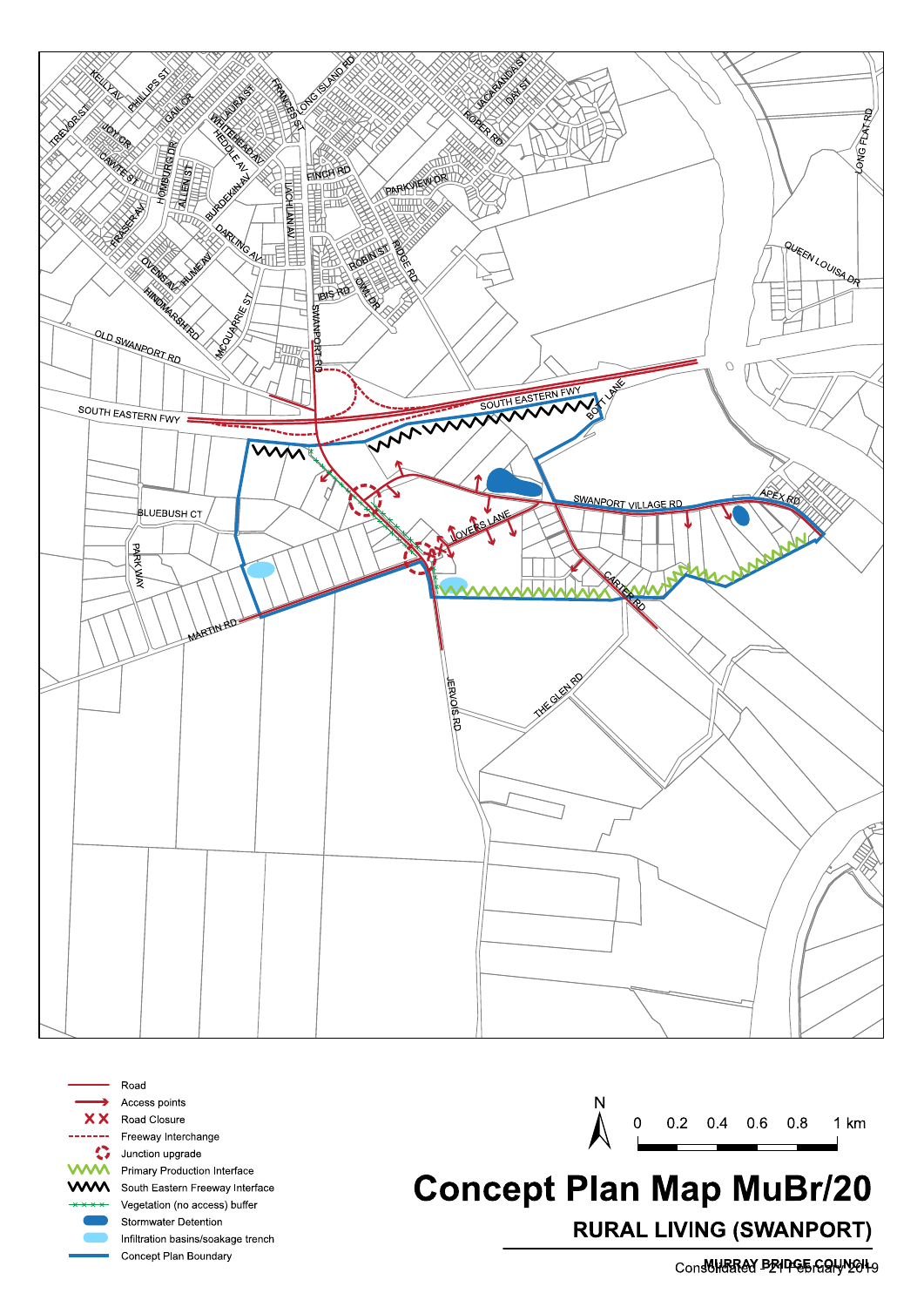# Concept Plan Map MuBr/20

## RURAL LIVING (SWANPORT)

Legend:

- Road
- Access points
- Road Closure
- Freeway Interchange
- Junction upgrade
- Primary Production Interface
- South Eastern Freeway Interface
- Vegetation (no access) buffer
- Stormwater Detention
- Infiltration basins/soakage trench
- Concept Plan Boundary

N

0 0.2 0.4 0.6 0.8 1 km

MURRAY BRIDGE COUNCIL

Consolidated - 21 February 2019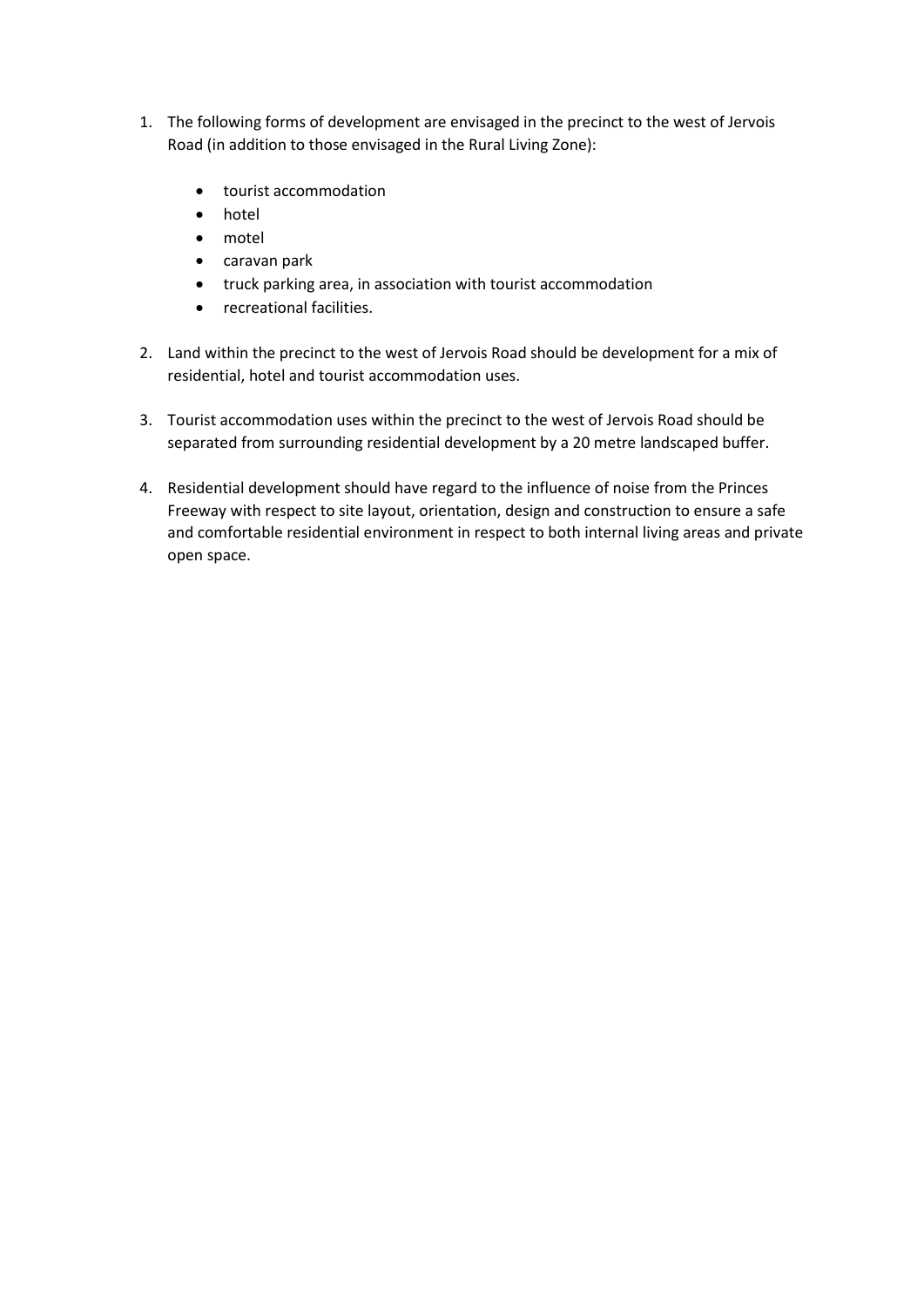1. The following forms of development are envisaged in the precinct to the west of Jervois Road (in addition to those envisaged in the Rural Living Zone):

   - tourist accommodation
   - hotel
   - motel
   - caravan park
   - truck parking area, in association with tourist accommodation
   - recreational facilities.

2. Land within the precinct to the west of Jervois Road should be development for a mix of residential, hotel and tourist accommodation uses.

3. Tourist accommodation uses within the precinct to the west of Jervois Road should be separated from surrounding residential development by a 20 metre landscaped buffer.

4. Residential development should have regard to the influence of noise from the Princes Freeway with respect to site layout, orientation, design and construction to ensure a safe and comfortable residential environment in respect to both internal living areas and private open space.